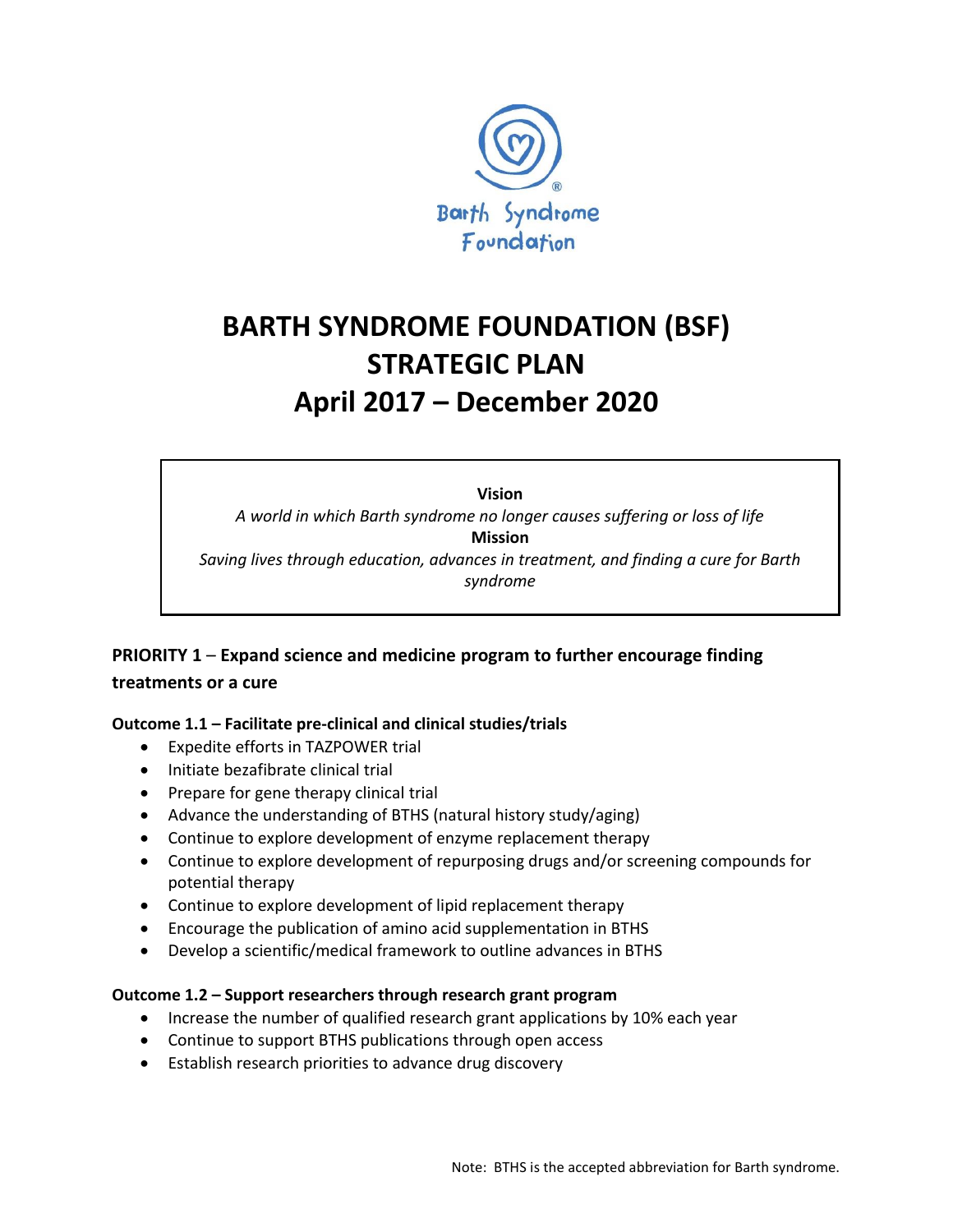# BARTH SYNDROME FOUNDATION (BSF) STRATEGIC PLAN April 2017 – December 2020

**Vision**

*A world in which Barth syndrome no longer causes suffering or loss of life*

**Mission**

*Saving lives through education, advances in treatment, and finding a cure for Barth syndrome*

## PRIORITY 1 – Expand science and medicine program to further encourage finding treatments or a cure

### Outcome 1.1 – Facilitate pre-clinical and clinical studies/trials

- Expedite efforts in TAZPOWER trial
- Initiate bezafibrate clinical trial
- Prepare for gene therapy clinical trial
- Advance the understanding of BTHS (natural history study/aging)
- Continue to explore development of enzyme replacement therapy
- Continue to explore development of repurposing drugs and/or screening compounds for potential therapy
- Continue to explore development of lipid replacement therapy
- Encourage the publication of amino acid supplementation in BTHS
- Develop a scientific/medical framework to outline advances in BTHS

### Outcome 1.2 – Support researchers through research grant program

- Increase the number of qualified research grant applications by 10% each year
- Continue to support BTHS publications through open access
- Establish research priorities to advance drug discovery

Note: BTHS is the accepted abbreviation for Barth syndrome.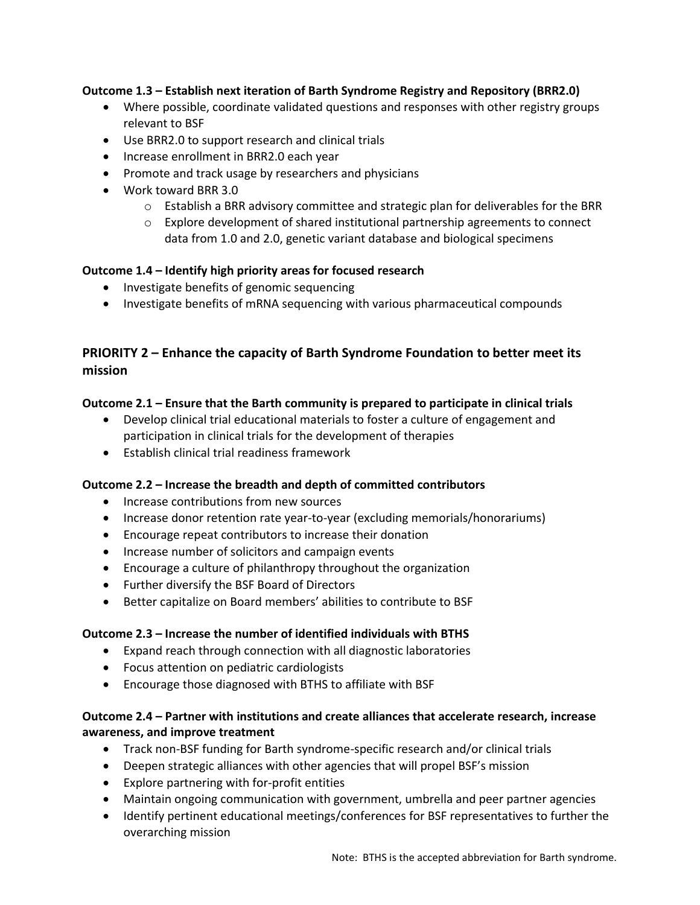**Outcome 1.3 – Establish next iteration of Barth Syndrome Registry and Repository (BRR2.0)**

- Where possible, coordinate validated questions and responses with other registry groups relevant to BSF
- Use BRR2.0 to support research and clinical trials
- Increase enrollment in BRR2.0 each year
- Promote and track usage by researchers and physicians
- Work toward BRR 3.0
  - Establish a BRR advisory committee and strategic plan for deliverables for the BRR
  - Explore development of shared institutional partnership agreements to connect data from 1.0 and 2.0, genetic variant database and biological specimens

**Outcome 1.4 – Identify high priority areas for focused research**

- Investigate benefits of genomic sequencing
- Investigate benefits of mRNA sequencing with various pharmaceutical compounds

## PRIORITY 2 – Enhance the capacity of Barth Syndrome Foundation to better meet its mission

**Outcome 2.1 – Ensure that the Barth community is prepared to participate in clinical trials**

- Develop clinical trial educational materials to foster a culture of engagement and participation in clinical trials for the development of therapies
- Establish clinical trial readiness framework

**Outcome 2.2 – Increase the breadth and depth of committed contributors**

- Increase contributions from new sources
- Increase donor retention rate year-to-year (excluding memorials/honorariums)
- Encourage repeat contributors to increase their donation
- Increase number of solicitors and campaign events
- Encourage a culture of philanthropy throughout the organization
- Further diversify the BSF Board of Directors
- Better capitalize on Board members' abilities to contribute to BSF

**Outcome 2.3 – Increase the number of identified individuals with BTHS**

- Expand reach through connection with all diagnostic laboratories
- Focus attention on pediatric cardiologists
- Encourage those diagnosed with BTHS to affiliate with BSF

**Outcome 2.4 – Partner with institutions and create alliances that accelerate research, increase awareness, and improve treatment**

- Track non-BSF funding for Barth syndrome-specific research and/or clinical trials
- Deepen strategic alliances with other agencies that will propel BSF's mission
- Explore partnering with for-profit entities
- Maintain ongoing communication with government, umbrella and peer partner agencies
- Identify pertinent educational meetings/conferences for BSF representatives to further the overarching mission

Note: BTHS is the accepted abbreviation for Barth syndrome.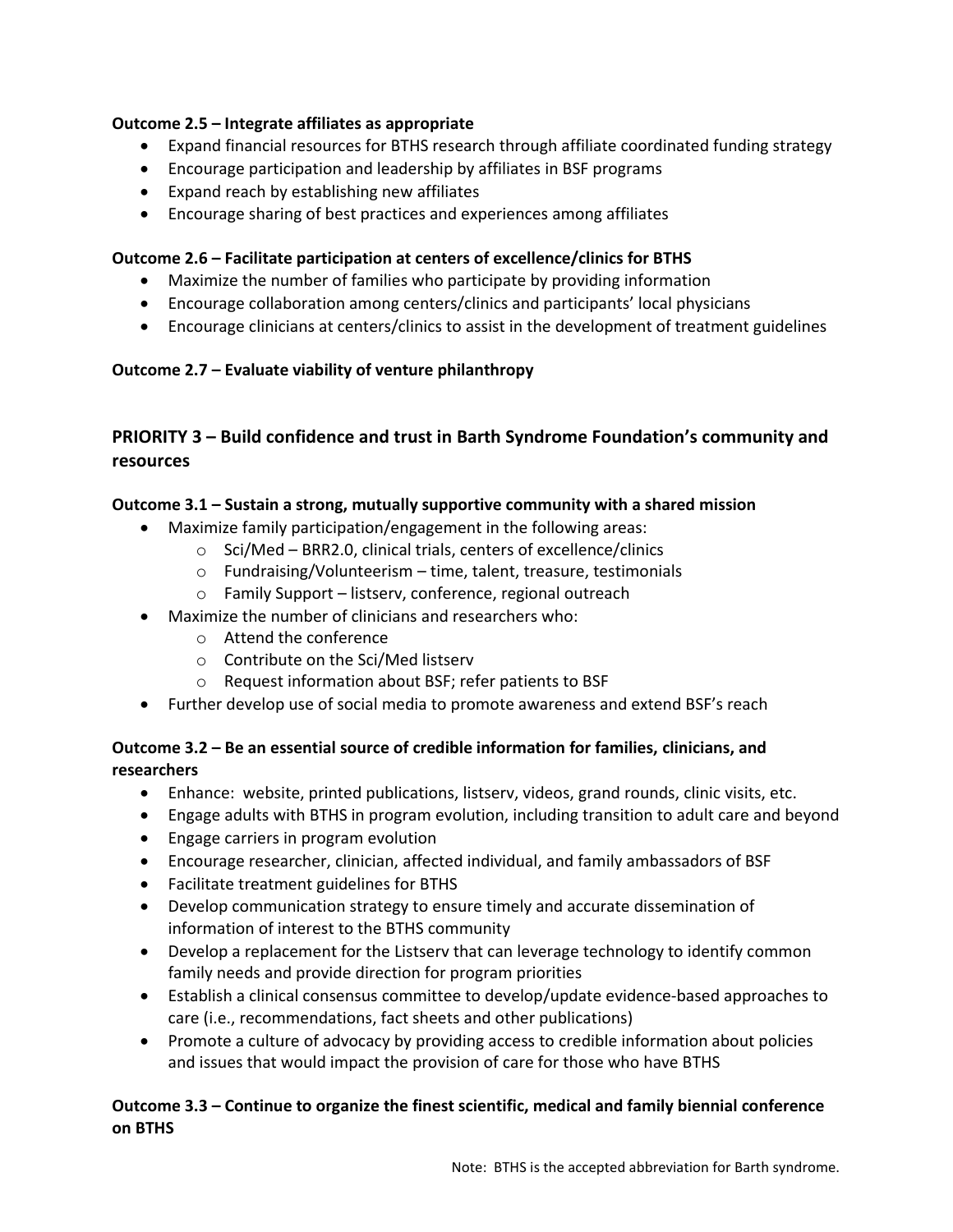**Outcome 2.5 – Integrate affiliates as appropriate**

- Expand financial resources for BTHS research through affiliate coordinated funding strategy
- Encourage participation and leadership by affiliates in BSF programs
- Expand reach by establishing new affiliates
- Encourage sharing of best practices and experiences among affiliates

**Outcome 2.6 – Facilitate participation at centers of excellence/clinics for BTHS**

- Maximize the number of families who participate by providing information
- Encourage collaboration among centers/clinics and participants' local physicians
- Encourage clinicians at centers/clinics to assist in the development of treatment guidelines

**Outcome 2.7 – Evaluate viability of venture philanthropy**

## PRIORITY 3 – Build confidence and trust in Barth Syndrome Foundation's community and resources

**Outcome 3.1 – Sustain a strong, mutually supportive community with a shared mission**

- Maximize family participation/engagement in the following areas:
  - Sci/Med – BRR2.0, clinical trials, centers of excellence/clinics
  - Fundraising/Volunteerism – time, talent, treasure, testimonials
  - Family Support – listserv, conference, regional outreach
- Maximize the number of clinicians and researchers who:
  - Attend the conference
  - Contribute on the Sci/Med listserv
  - Request information about BSF; refer patients to BSF
- Further develop use of social media to promote awareness and extend BSF's reach

**Outcome 3.2 – Be an essential source of credible information for families, clinicians, and researchers**

- Enhance: website, printed publications, listserv, videos, grand rounds, clinic visits, etc.
- Engage adults with BTHS in program evolution, including transition to adult care and beyond
- Engage carriers in program evolution
- Encourage researcher, clinician, affected individual, and family ambassadors of BSF
- Facilitate treatment guidelines for BTHS
- Develop communication strategy to ensure timely and accurate dissemination of information of interest to the BTHS community
- Develop a replacement for the Listserv that can leverage technology to identify common family needs and provide direction for program priorities
- Establish a clinical consensus committee to develop/update evidence-based approaches to care (i.e., recommendations, fact sheets and other publications)
- Promote a culture of advocacy by providing access to credible information about policies and issues that would impact the provision of care for those who have BTHS

**Outcome 3.3 – Continue to organize the finest scientific, medical and family biennial conference on BTHS**

Note: BTHS is the accepted abbreviation for Barth syndrome.